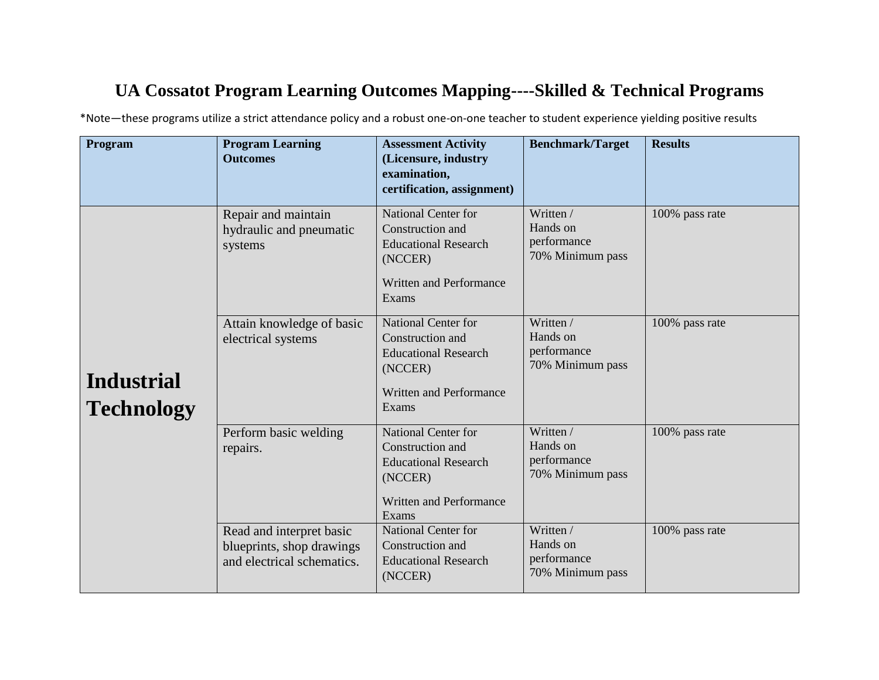# UA Cossatot Program Learning Outcomes Mapping----Skilled & Technical Programs

*Note—these programs utilize a strict attendance policy and a robust one-on-one teacher to student experience yielding positive results

| Program | Program Learning Outcomes | Assessment Activity (Licensure, industry examination, certification, assignment) | Benchmark/Target | Results |
|---|---|---|---|---|
| **Industrial Technology** | Repair and maintain hydraulic and pneumatic systems | National Center for Construction and Educational Research (NCCER)<br><br>Written and Performance Exams | Written / Hands on performance 70% Minimum pass | 100% pass rate |
| | Attain knowledge of basic electrical systems | National Center for Construction and Educational Research (NCCER)<br><br>Written and Performance Exams | Written / Hands on performance 70% Minimum pass | 100% pass rate |
| | Perform basic welding repairs. | National Center for Construction and Educational Research (NCCER)<br><br>Written and Performance Exams | Written / Hands on performance 70% Minimum pass | 100% pass rate |
| | Read and interpret basic blueprints, shop drawings and electrical schematics. | National Center for Construction and Educational Research (NCCER) | Written / Hands on performance 70% Minimum pass | 100% pass rate |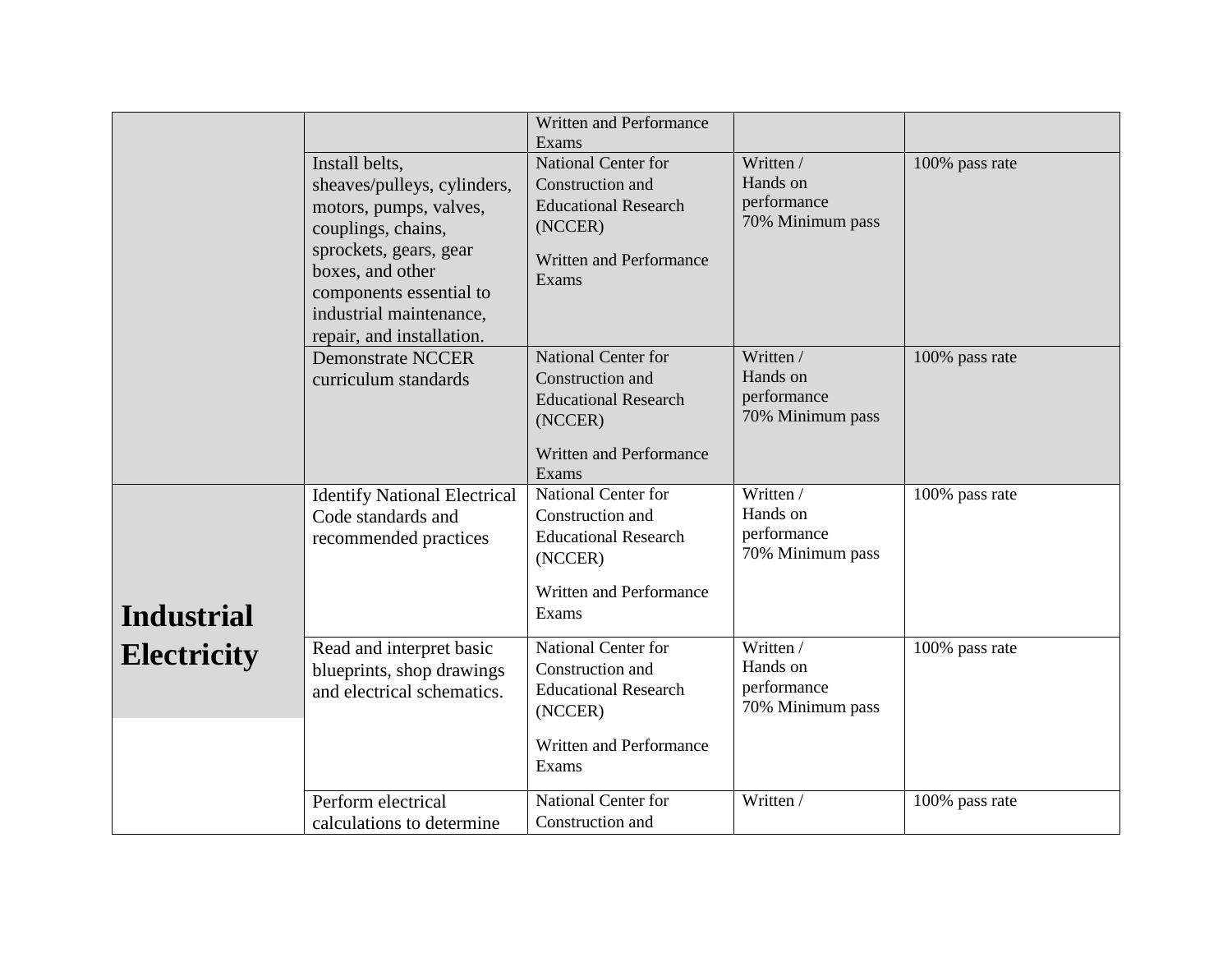| | | | | |
|---|---|---|---|---|
| | | Written and Performance Exams | | |
| | Install belts, sheaves/pulleys, cylinders, motors, pumps, valves, couplings, chains, sprockets, gears, gear boxes, and other components essential to industrial maintenance, repair, and installation. | National Center for Construction and Educational Research (NCCER)<br><br>Written and Performance Exams | Written /<br>Hands on performance<br>70% Minimum pass | 100% pass rate |
| | Demonstrate NCCER curriculum standards | National Center for Construction and Educational Research (NCCER)<br><br>Written and Performance Exams | Written /<br>Hands on performance<br>70% Minimum pass | 100% pass rate |
| **Industrial Electricity** | Identify National Electrical Code standards and recommended practices | National Center for Construction and Educational Research (NCCER)<br><br>Written and Performance Exams | Written /<br>Hands on performance<br>70% Minimum pass | 100% pass rate |
| | Read and interpret basic blueprints, shop drawings and electrical schematics. | National Center for Construction and Educational Research (NCCER)<br><br>Written and Performance Exams | Written /<br>Hands on performance<br>70% Minimum pass | 100% pass rate |
| | Perform electrical calculations to determine | National Center for Construction and | Written / | 100% pass rate |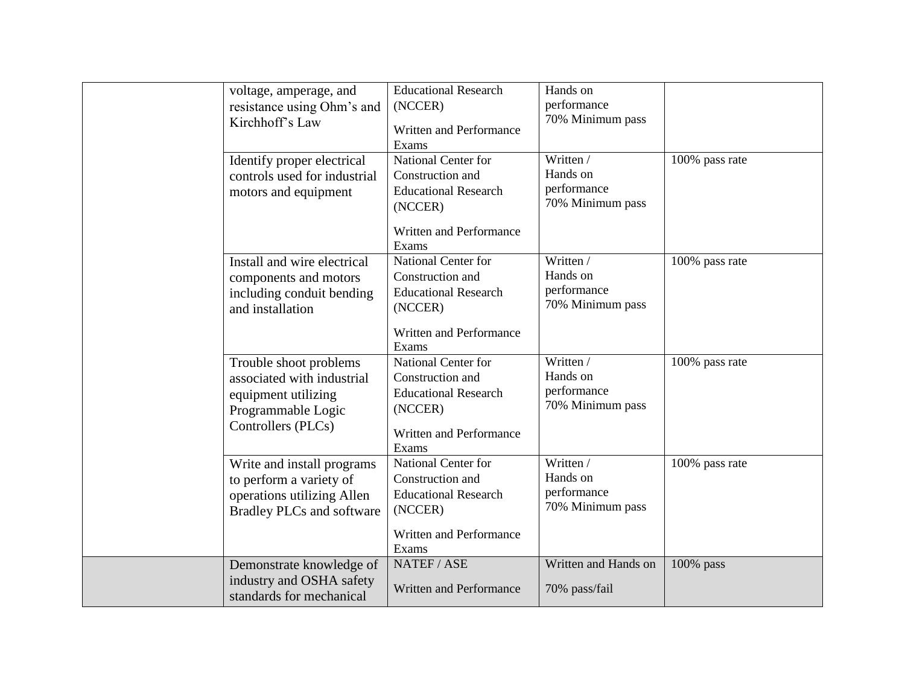| | | | | |
|---|---|---|---|---|
| | voltage, amperage, and resistance using Ohm's and Kirchhoff's Law | Educational Research (NCCER)<br><br>Written and Performance Exams | Hands on performance<br>70% Minimum pass | |
| | Identify proper electrical controls used for industrial motors and equipment | National Center for Construction and Educational Research (NCCER)<br><br>Written and Performance Exams | Written / Hands on performance<br>70% Minimum pass | 100% pass rate |
| | Install and wire electrical components and motors including conduit bending and installation | National Center for Construction and Educational Research (NCCER)<br><br>Written and Performance Exams | Written / Hands on performance<br>70% Minimum pass | 100% pass rate |
| | Trouble shoot problems associated with industrial equipment utilizing Programmable Logic Controllers (PLCs) | National Center for Construction and Educational Research (NCCER)<br><br>Written and Performance Exams | Written / Hands on performance<br>70% Minimum pass | 100% pass rate |
| | Write and install programs to perform a variety of operations utilizing Allen Bradley PLCs and software | National Center for Construction and Educational Research (NCCER)<br><br>Written and Performance Exams | Written / Hands on performance<br>70% Minimum pass | 100% pass rate |
| | Demonstrate knowledge of industry and OSHA safety standards for mechanical | NATEF / ASE<br><br>Written and Performance | Written and Hands on<br><br>70% pass/fail | 100% pass |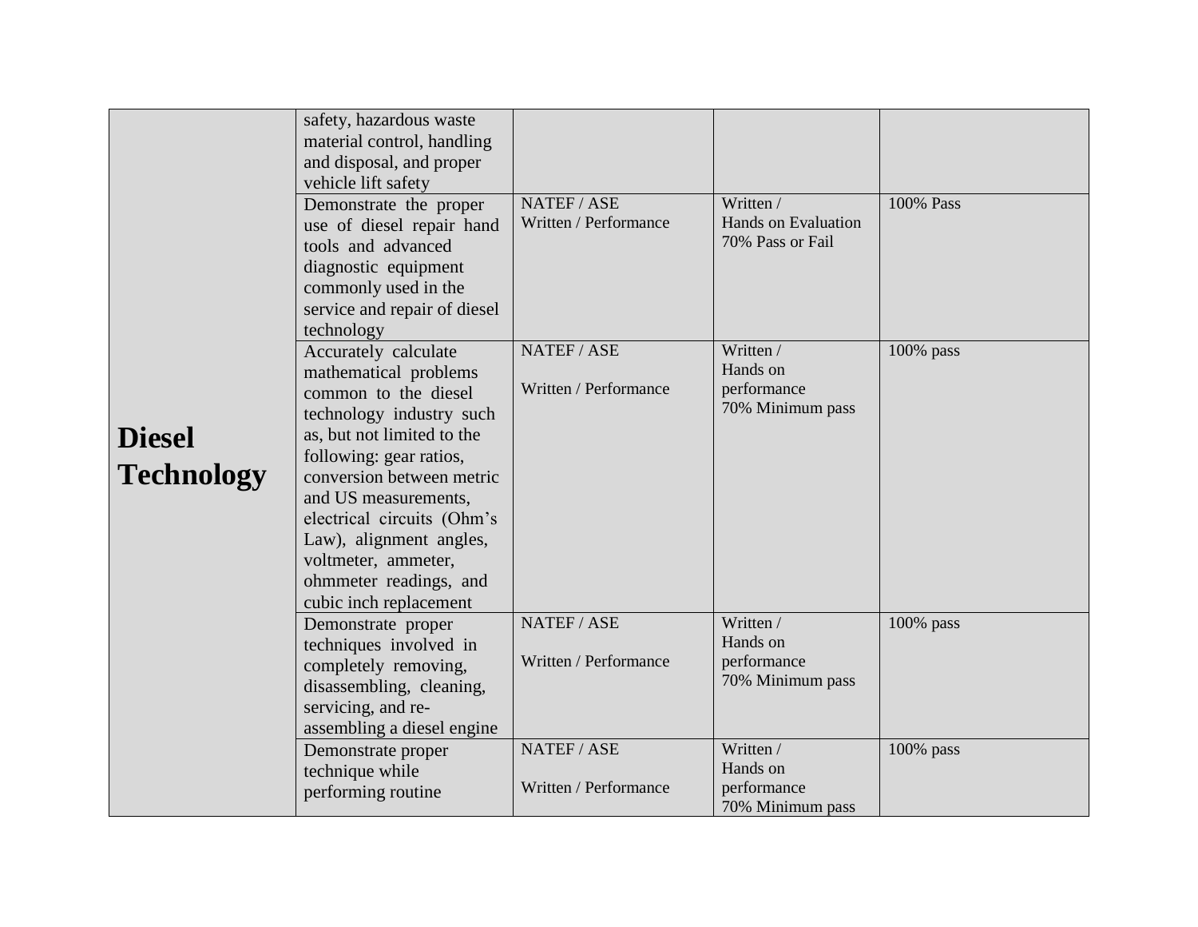| | | | | |
|---|---|---|---|---|
| **Diesel Technology** | safety, hazardous waste material control, handling and disposal, and proper vehicle lift safety | | | |
| | Demonstrate the proper use of diesel repair hand tools and advanced diagnostic equipment commonly used in the service and repair of diesel technology | NATEF / ASE Written / Performance | Written / Hands on Evaluation 70% Pass or Fail | 100% Pass |
| | Accurately calculate mathematical problems common to the diesel technology industry such as, but not limited to the following: gear ratios, conversion between metric and US measurements, electrical circuits (Ohm's Law), alignment angles, voltmeter, ammeter, ohmmeter readings, and cubic inch replacement | NATEF / ASE Written / Performance | Written / Hands on performance 70% Minimum pass | 100% pass |
| | Demonstrate proper techniques involved in completely removing, disassembling, cleaning, servicing, and re-assembling a diesel engine | NATEF / ASE Written / Performance | Written / Hands on performance 70% Minimum pass | 100% pass |
| | Demonstrate proper technique while performing routine | NATEF / ASE Written / Performance | Written / Hands on performance 70% Minimum pass | 100% pass |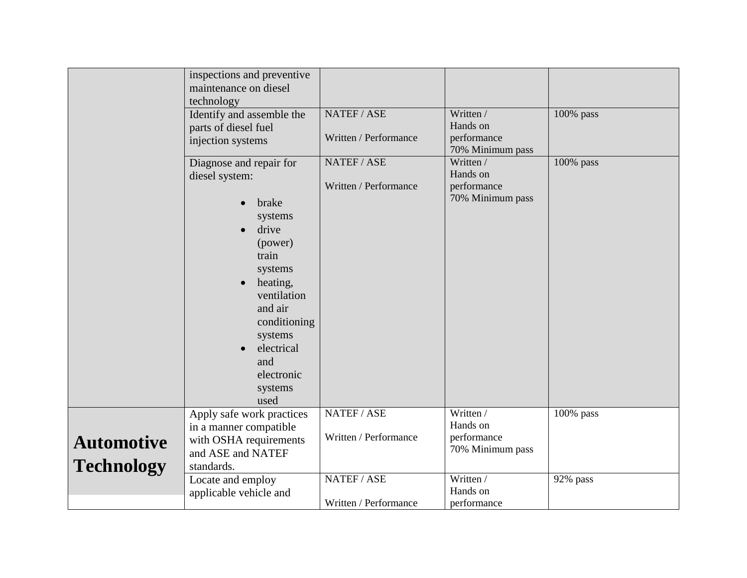| | | | | |
|---|---|---|---|---|
| | inspections and preventive maintenance on diesel technology | | | |
| | Identify and assemble the parts of diesel fuel injection systems | NATEF / ASE<br><br>Written / Performance | Written /<br>Hands on performance<br>70% Minimum pass | 100% pass |
| | Diagnose and repair for diesel system:<br><br>• brake systems<br>• drive (power) train systems<br>• heating, ventilation and air conditioning systems<br>• electrical and electronic systems used | NATEF / ASE<br><br>Written / Performance | Written /<br>Hands on performance<br>70% Minimum pass | 100% pass |
| **Automotive Technology** | Apply safe work practices in a manner compatible with OSHA requirements and ASE and NATEF standards. | NATEF / ASE<br><br>Written / Performance | Written /<br>Hands on performance<br>70% Minimum pass | 100% pass |
| | Locate and employ applicable vehicle and | NATEF / ASE<br><br>Written / Performance | Written /<br>Hands on performance | 92% pass |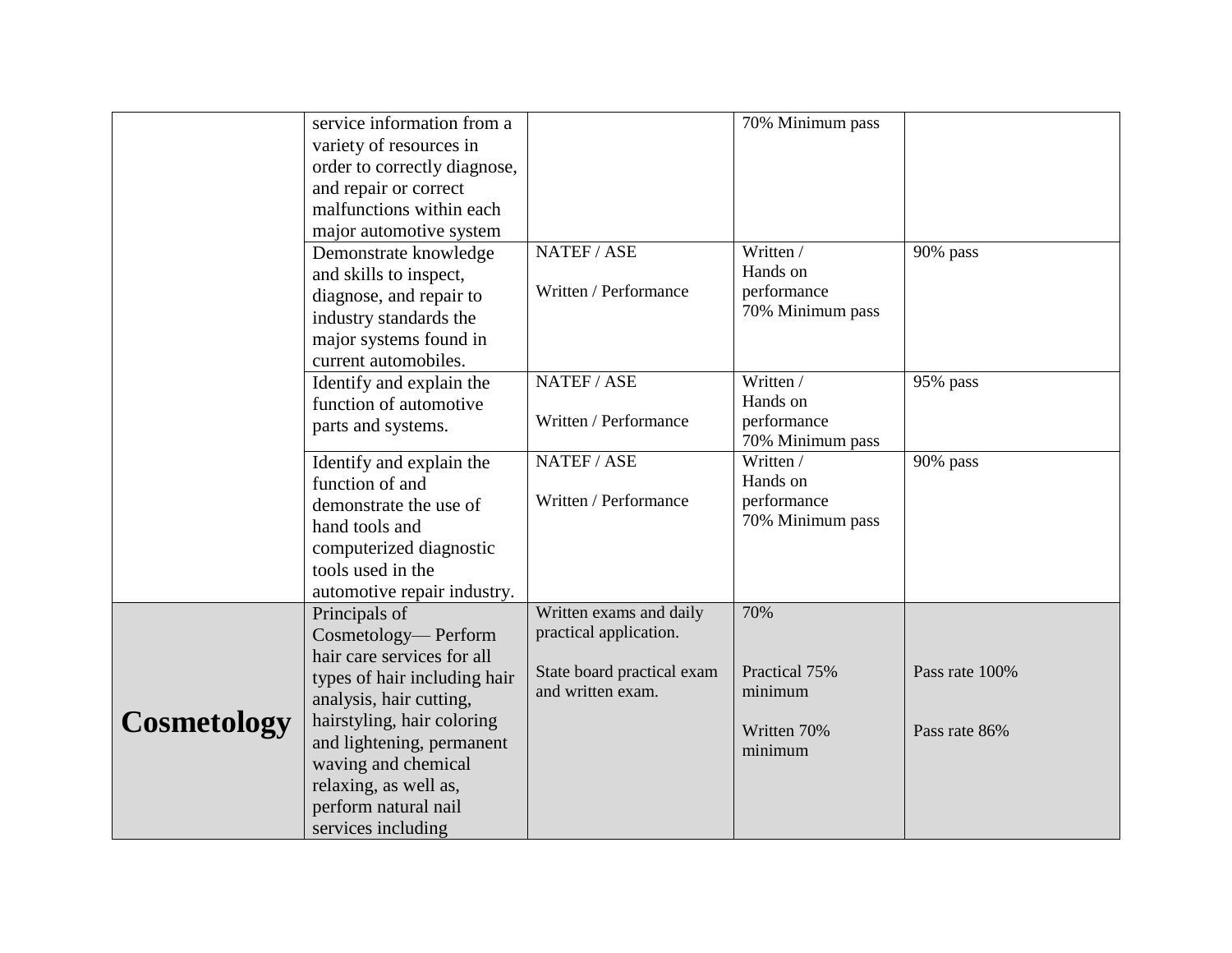| | | | | |
|---|---|---|---|---|
| | service information from a variety of resources in order to correctly diagnose, and repair or correct malfunctions within each major automotive system | | 70% Minimum pass | |
| | Demonstrate knowledge and skills to inspect, diagnose, and repair to industry standards the major systems found in current automobiles. | NATEF / ASE<br><br>Written / Performance | Written /<br>Hands on performance<br>70% Minimum pass | 90% pass |
| | Identify and explain the function of automotive parts and systems. | NATEF / ASE<br><br>Written / Performance | Written /<br>Hands on performance<br>70% Minimum pass | 95% pass |
| | Identify and explain the function of and demonstrate the use of hand tools and computerized diagnostic tools used in the automotive repair industry. | NATEF / ASE<br><br>Written / Performance | Written /<br>Hands on performance<br>70% Minimum pass | 90% pass |
| **Cosmetology** | Principals of Cosmetology— Perform hair care services for all types of hair including hair analysis, hair cutting, hairstyling, hair coloring and lightening, permanent waving and chemical relaxing, as well as, perform natural nail services including | Written exams and daily practical application.<br><br>State board practical exam and written exam. | 70%<br><br>Practical 75% minimum<br><br>Written 70% minimum | Pass rate 100%<br><br>Pass rate 86% |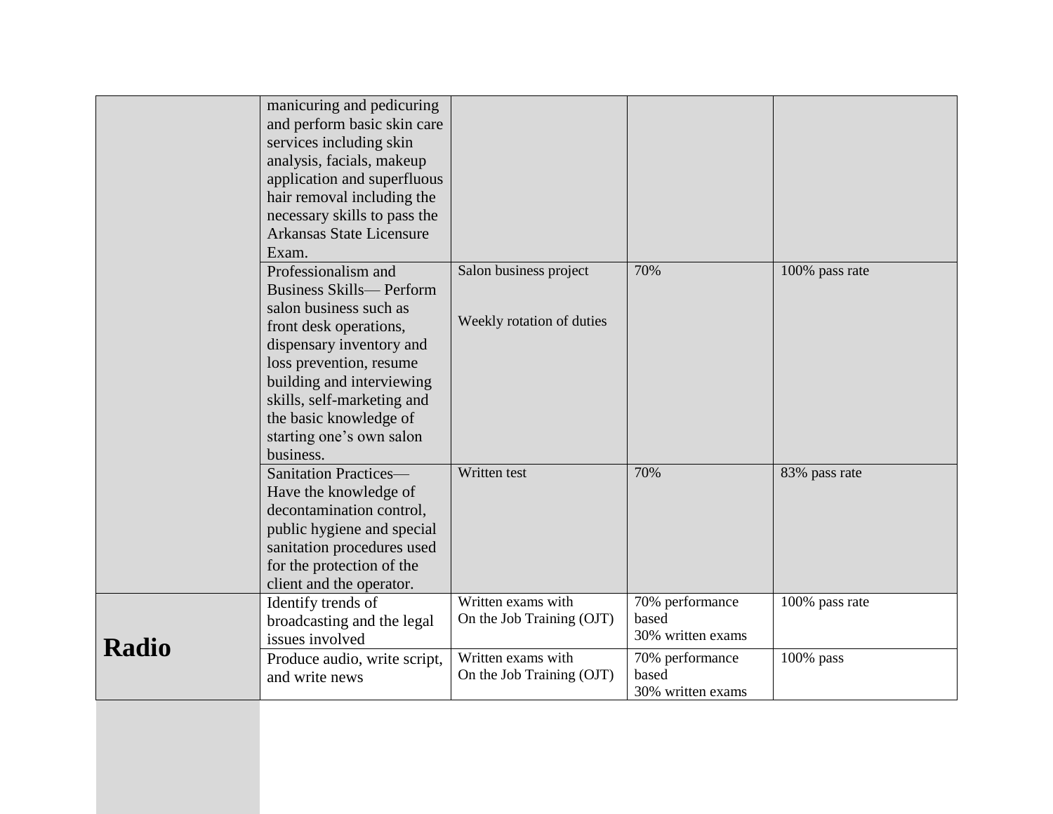| | | | | |
|---|---|---|---|---|
| | manicuring and pedicuring and perform basic skin care services including skin analysis, facials, makeup application and superfluous hair removal including the necessary skills to pass the Arkansas State Licensure Exam. | | | |
| | Professionalism and Business Skills— Perform salon business such as front desk operations, dispensary inventory and loss prevention, resume building and interviewing skills, self-marketing and the basic knowledge of starting one's own salon business. | Salon business project<br><br>Weekly rotation of duties | 70% | 100% pass rate |
| | Sanitation Practices— Have the knowledge of decontamination control, public hygiene and special sanitation procedures used for the protection of the client and the operator. | Written test | 70% | 83% pass rate |
| **Radio** | Identify trends of broadcasting and the legal issues involved | Written exams with On the Job Training (OJT) | 70% performance based<br>30% written exams | 100% pass rate |
| | Produce audio, write script, and write news | Written exams with On the Job Training (OJT) | 70% performance based<br>30% written exams | 100% pass |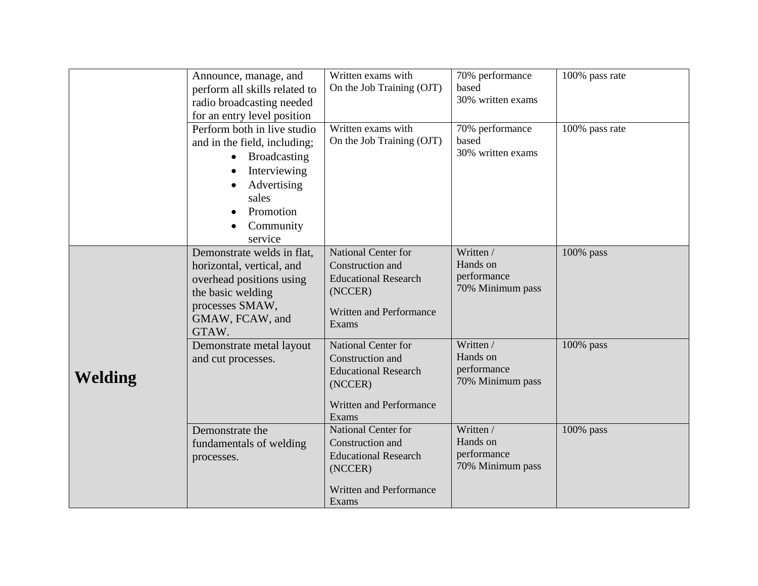| | | | | |
|---|---|---|---|---|
| | Announce, manage, and perform all skills related to radio broadcasting needed for an entry level position | Written exams with On the Job Training (OJT) | 70% performance based<br>30% written exams | 100% pass rate |
| | Perform both in live studio and in the field, including;<br>• Broadcasting<br>• Interviewing<br>• Advertising sales<br>• Promotion<br>• Community service | Written exams with On the Job Training (OJT) | 70% performance based<br>30% written exams | 100% pass rate |
| **Welding** | Demonstrate welds in flat, horizontal, vertical, and overhead positions using the basic welding processes SMAW, GMAW, FCAW, and GTAW. | National Center for Construction and Educational Research (NCCER)<br><br>Written and Performance Exams | Written / Hands on performance<br>70% Minimum pass | 100% pass |
| | Demonstrate metal layout and cut processes. | National Center for Construction and Educational Research (NCCER)<br><br>Written and Performance Exams | Written / Hands on performance<br>70% Minimum pass | 100% pass |
| | Demonstrate the fundamentals of welding processes. | National Center for Construction and Educational Research (NCCER)<br><br>Written and Performance Exams | Written / Hands on performance<br>70% Minimum pass | 100% pass |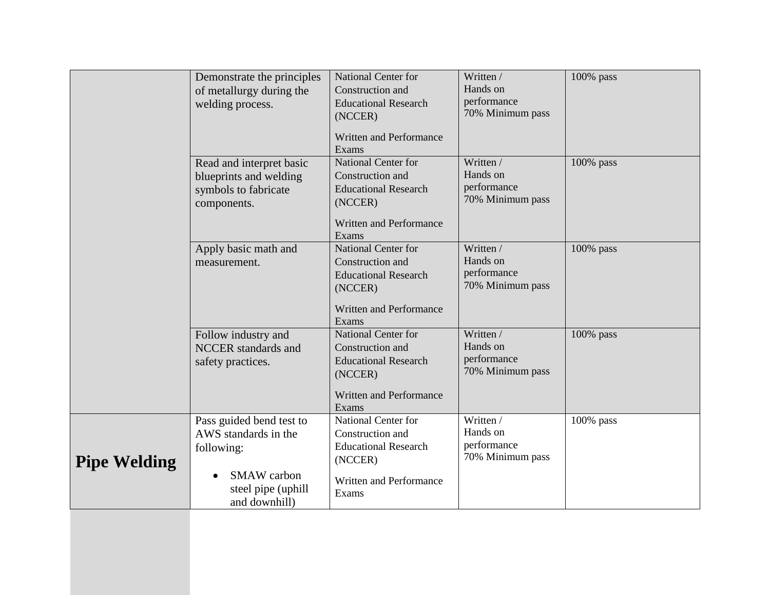| | | | | |
|---|---|---|---|---|
| | Demonstrate the principles of metallurgy during the welding process. | National Center for Construction and Educational Research (NCCER)<br><br>Written and Performance Exams | Written / Hands on performance 70% Minimum pass | 100% pass |
| | Read and interpret basic blueprints and welding symbols to fabricate components. | National Center for Construction and Educational Research (NCCER)<br><br>Written and Performance Exams | Written / Hands on performance 70% Minimum pass | 100% pass |
| | Apply basic math and measurement. | National Center for Construction and Educational Research (NCCER)<br><br>Written and Performance Exams | Written / Hands on performance 70% Minimum pass | 100% pass |
| | Follow industry and NCCER standards and safety practices. | National Center for Construction and Educational Research (NCCER)<br><br>Written and Performance Exams | Written / Hands on performance 70% Minimum pass | 100% pass |
| **Pipe Welding** | Pass guided bend test to AWS standards in the following:<br><br>• SMAW carbon steel pipe (uphill and downhill) | National Center for Construction and Educational Research (NCCER)<br><br>Written and Performance Exams | Written / Hands on performance 70% Minimum pass | 100% pass |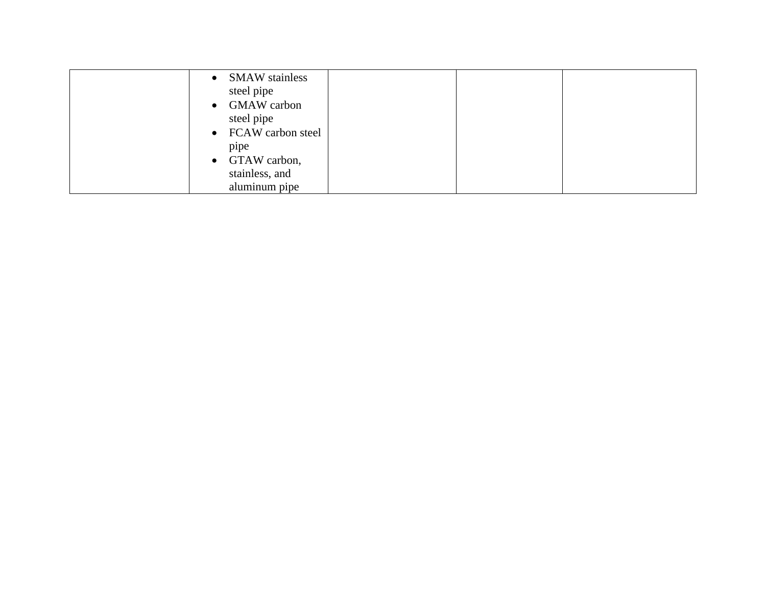| | | | | |
|---|---|---|---|---|
| | • SMAW stainless steel pipe<br>• GMAW carbon steel pipe<br>• FCAW carbon steel pipe<br>• GTAW carbon, stainless, and aluminum pipe | | | |